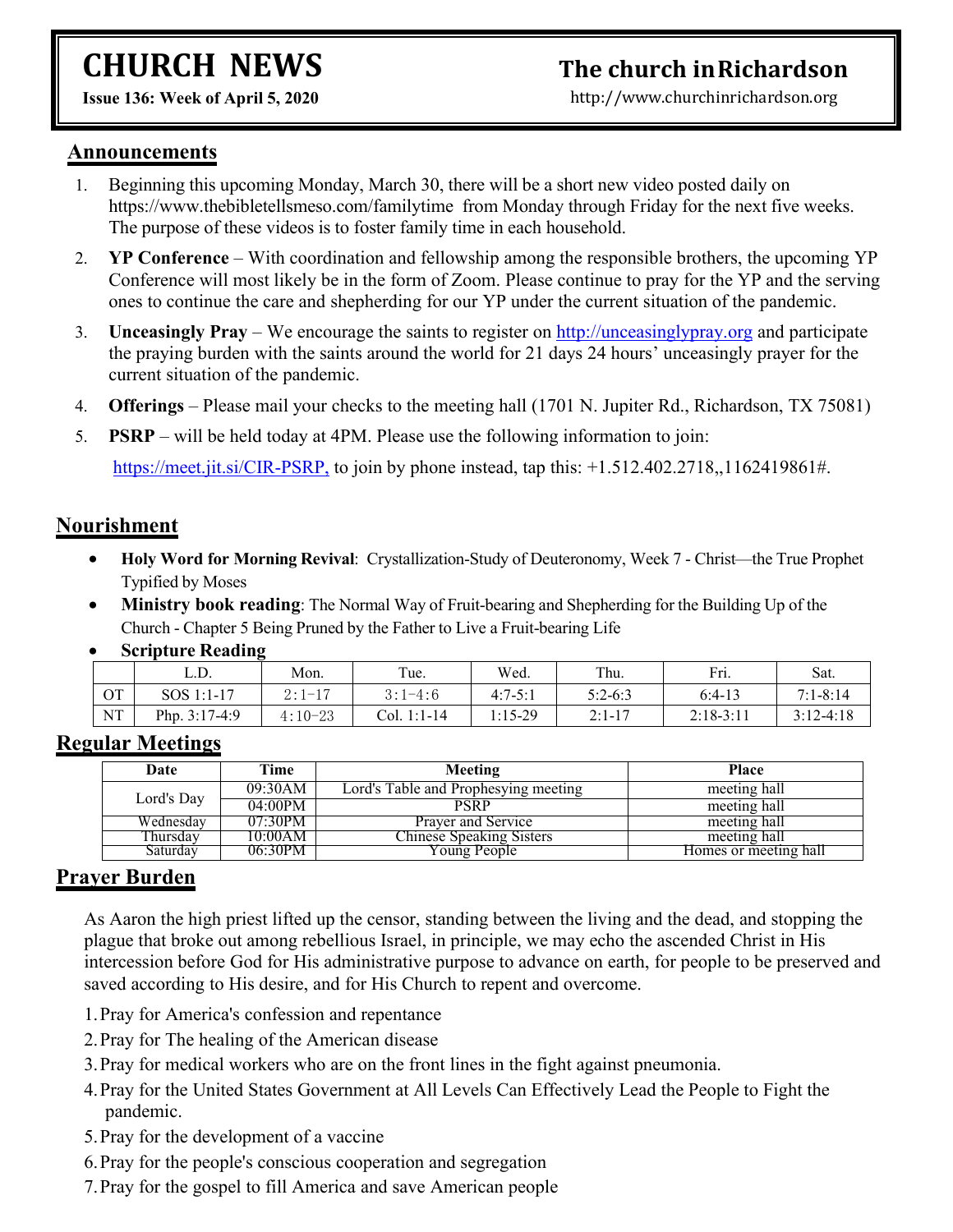# CHURCH NEWS

**Issue 136: Week of April 5, 2020**

## The church in Richardson

http://www.churchinrichardson.org

## Announcements

1. Beginning this upcoming Monday, March 30, there will be a short new video posted daily on https://www.thebibletellsmeso.com/familytime from Monday through Friday for the next five weeks. The purpose of these videos is to foster family time in each household.
2. **YP Conference** – With coordination and fellowship among the responsible brothers, the upcoming YP Conference will most likely be in the form of Zoom. Please continue to pray for the YP and the serving ones to continue the care and shepherding for our YP under the current situation of the pandemic.
3. **Unceasingly Pray** – We encourage the saints to register on http://unceasinglypray.org and participate the praying burden with the saints around the world for 21 days 24 hours' unceasingly prayer for the current situation of the pandemic.
4. **Offerings** – Please mail your checks to the meeting hall (1701 N. Jupiter Rd., Richardson, TX 75081)
5. **PSRP** – will be held today at 4PM. Please use the following information to join:

   https://meet.jit.si/CIR-PSRP, to join by phone instead, tap this: +1.512.402.2718,,1162419861#.

## Nourishment

- **Holy Word for Morning Revival**: Crystallization-Study of Deuteronomy, Week 7 - Christ—the True Prophet Typified by Moses
- **Ministry book reading**: The Normal Way of Fruit-bearing and Shepherding for the Building Up of the Church - Chapter 5 Being Pruned by the Father to Live a Fruit-bearing Life
- **Scripture Reading**

| | L.D. | Mon. | Tue. | Wed. | Thu. | Fri. | Sat. |
|---|---|---|---|---|---|---|---|
| OT | SOS 1:1-17 | 2:1-17 | 3:1-4:6 | 4:7-5:1 | 5:2-6:3 | 6:4-13 | 7:1-8:14 |
| NT | Php. 3:17-4:9 | 4:10-23 | Col. 1:1-14 | 1:15-29 | 2:1-17 | 2:18-3:11 | 3:12-4:18 |

## Regular Meetings

| Date | Time | Meeting | Place |
|---|---|---|---|
| Lord's Day | 09:30AM | Lord's Table and Prophesying meeting | meeting hall |
| | 04:00PM | PSRP | meeting hall |
| Wednesday | 07:30PM | Prayer and Service | meeting hall |
| Thursday | 10:00AM | Chinese Speaking Sisters | meeting hall |
| Saturday | 06:30PM | Young People | Homes or meeting hall |

## Prayer Burden

As Aaron the high priest lifted up the censor, standing between the living and the dead, and stopping the plague that broke out among rebellious Israel, in principle, we may echo the ascended Christ in His intercession before God for His administrative purpose to advance on earth, for people to be preserved and saved according to His desire, and for His Church to repent and overcome.

1. Pray for America's confession and repentance
2. Pray for The healing of the American disease
3. Pray for medical workers who are on the front lines in the fight against pneumonia.
4. Pray for the United States Government at All Levels Can Effectively Lead the People to Fight the pandemic.
5. Pray for the development of a vaccine
6. Pray for the people's conscious cooperation and segregation
7. Pray for the gospel to fill America and save American people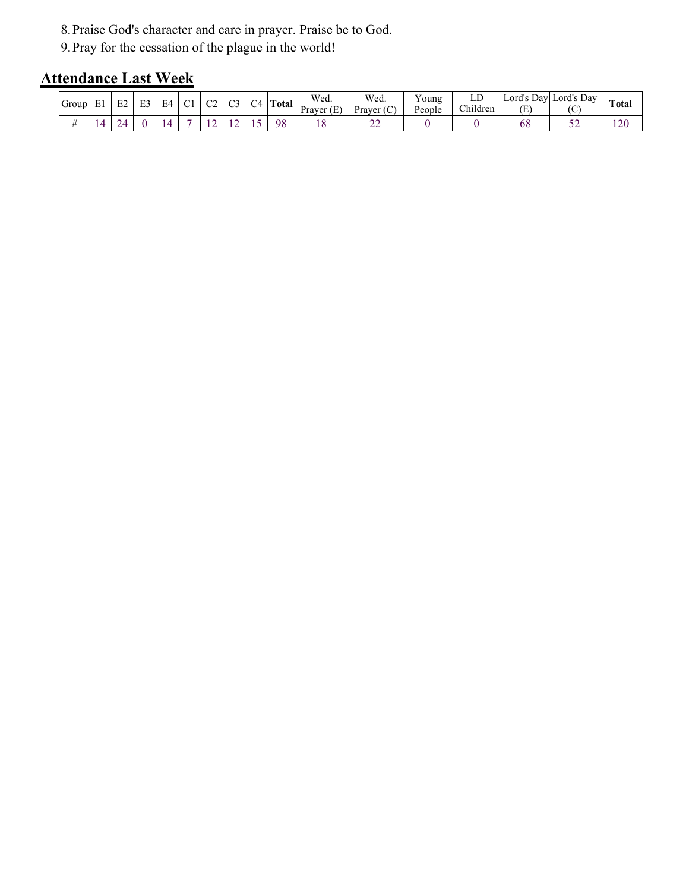8. Praise God's character and care in prayer. Praise be to God.
9. Pray for the cessation of the plague in the world!

## Attendance Last Week

| Group | E1 | E2 | E3 | E4 | C1 | C2 | C3 | C4 | **Total** | Wed. Prayer (E) | Wed. Prayer (C) | Young People | LD Children | Lord's Day (E) | Lord's Day (C) | **Total** |
|---|---|---|---|---|---|---|---|---|---|---|---|---|---|---|---|---|
| # | 14 | 24 | 0 | 14 | 7 | 12 | 12 | 15 | 98 | 18 | 22 | 0 | 0 | 68 | 52 | 120 |